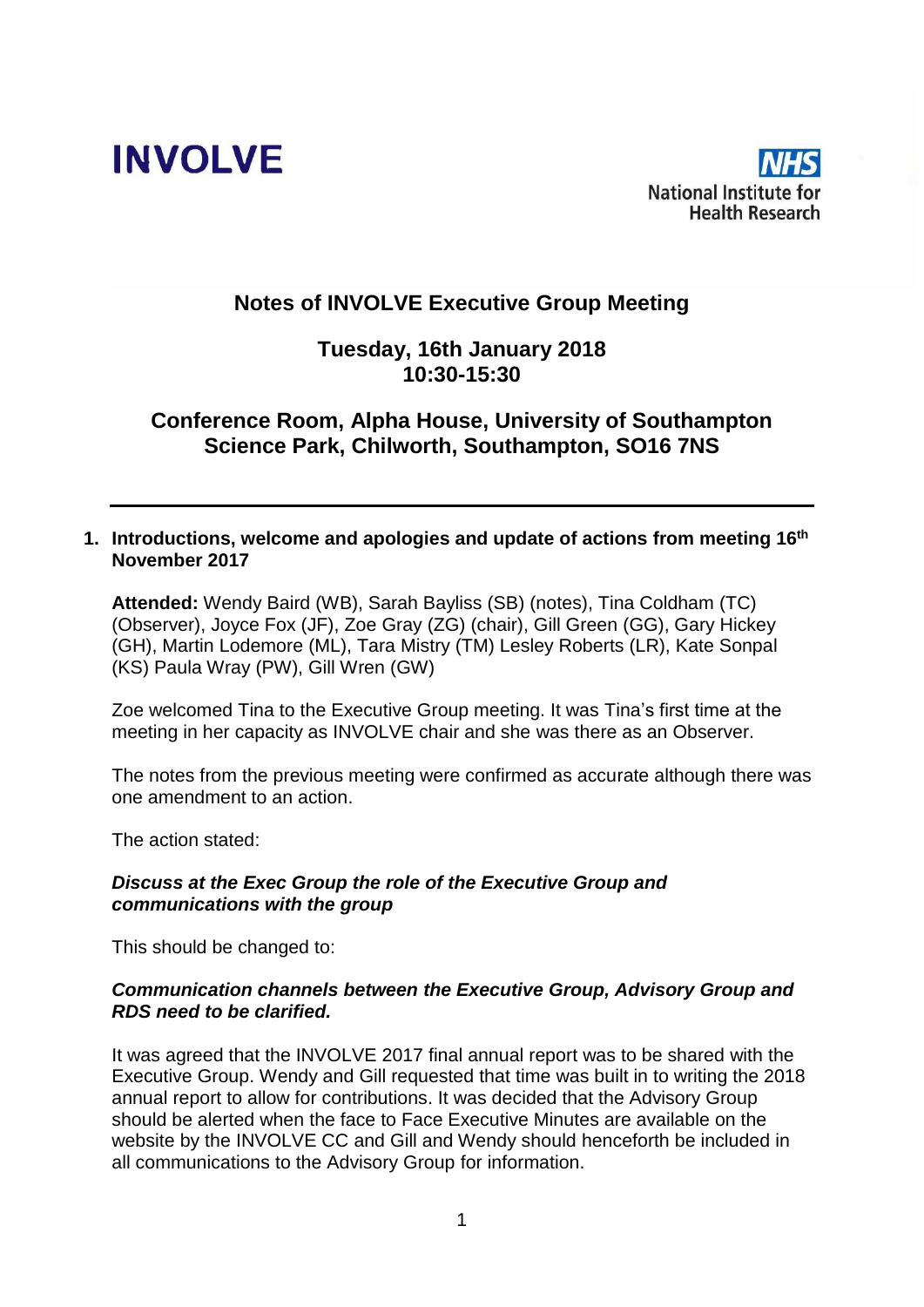INVOLVE

NHS National Institute for Health Research

# Notes of INVOLVE Executive Group Meeting

## Tuesday, 16th January 2018
## 10:30-15:30

## Conference Room, Alpha House, University of Southampton Science Park, Chilworth, Southampton, SO16 7NS

---

### 1. Introductions, welcome and apologies and update of actions from meeting 16th November 2017

**Attended:** Wendy Baird (WB), Sarah Bayliss (SB) (notes), Tina Coldham (TC) (Observer), Joyce Fox (JF), Zoe Gray (ZG) (chair), Gill Green (GG), Gary Hickey (GH), Martin Lodemore (ML), Tara Mistry (TM) Lesley Roberts (LR), Kate Sonpal (KS) Paula Wray (PW), Gill Wren (GW)

Zoe welcomed Tina to the Executive Group meeting. It was Tina's first time at the meeting in her capacity as INVOLVE chair and she was there as an Observer.

The notes from the previous meeting were confirmed as accurate although there was one amendment to an action.

The action stated:

***Discuss at the Exec Group the role of the Executive Group and communications with the group***

This should be changed to:

***Communication channels between the Executive Group, Advisory Group and RDS need to be clarified.***

It was agreed that the INVOLVE 2017 final annual report was to be shared with the Executive Group. Wendy and Gill requested that time was built in to writing the 2018 annual report to allow for contributions. It was decided that the Advisory Group should be alerted when the face to Face Executive Minutes are available on the website by the INVOLVE CC and Gill and Wendy should henceforth be included in all communications to the Advisory Group for information.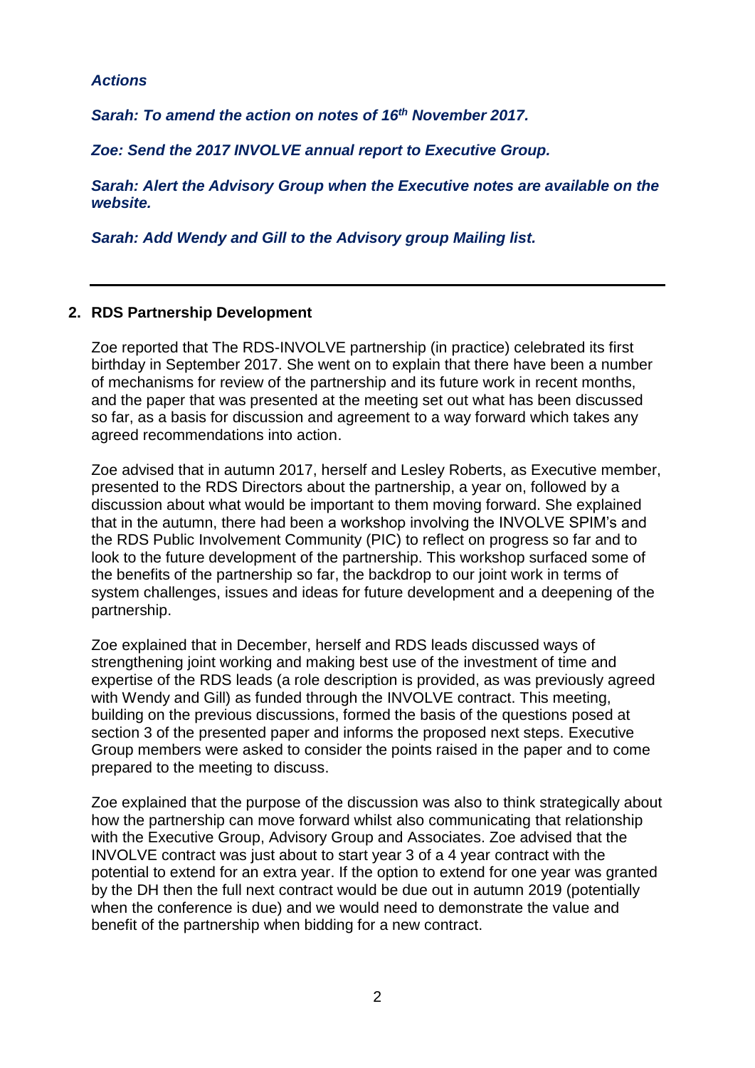***Actions***

***Sarah: To amend the action on notes of 16th November 2017.***

***Zoe: Send the 2017 INVOLVE annual report to Executive Group.***

***Sarah: Alert the Advisory Group when the Executive notes are available on the website.***

***Sarah: Add Wendy and Gill to the Advisory group Mailing list.***

---

## 2. RDS Partnership Development

Zoe reported that The RDS-INVOLVE partnership (in practice) celebrated its first birthday in September 2017. She went on to explain that there have been a number of mechanisms for review of the partnership and its future work in recent months, and the paper that was presented at the meeting set out what has been discussed so far, as a basis for discussion and agreement to a way forward which takes any agreed recommendations into action.

Zoe advised that in autumn 2017, herself and Lesley Roberts, as Executive member, presented to the RDS Directors about the partnership, a year on, followed by a discussion about what would be important to them moving forward. She explained that in the autumn, there had been a workshop involving the INVOLVE SPIM's and the RDS Public Involvement Community (PIC) to reflect on progress so far and to look to the future development of the partnership. This workshop surfaced some of the benefits of the partnership so far, the backdrop to our joint work in terms of system challenges, issues and ideas for future development and a deepening of the partnership.

Zoe explained that in December, herself and RDS leads discussed ways of strengthening joint working and making best use of the investment of time and expertise of the RDS leads (a role description is provided, as was previously agreed with Wendy and Gill) as funded through the INVOLVE contract. This meeting, building on the previous discussions, formed the basis of the questions posed at section 3 of the presented paper and informs the proposed next steps. Executive Group members were asked to consider the points raised in the paper and to come prepared to the meeting to discuss.

Zoe explained that the purpose of the discussion was also to think strategically about how the partnership can move forward whilst also communicating that relationship with the Executive Group, Advisory Group and Associates. Zoe advised that the INVOLVE contract was just about to start year 3 of a 4 year contract with the potential to extend for an extra year. If the option to extend for one year was granted by the DH then the full next contract would be due out in autumn 2019 (potentially when the conference is due) and we would need to demonstrate the value and benefit of the partnership when bidding for a new contract.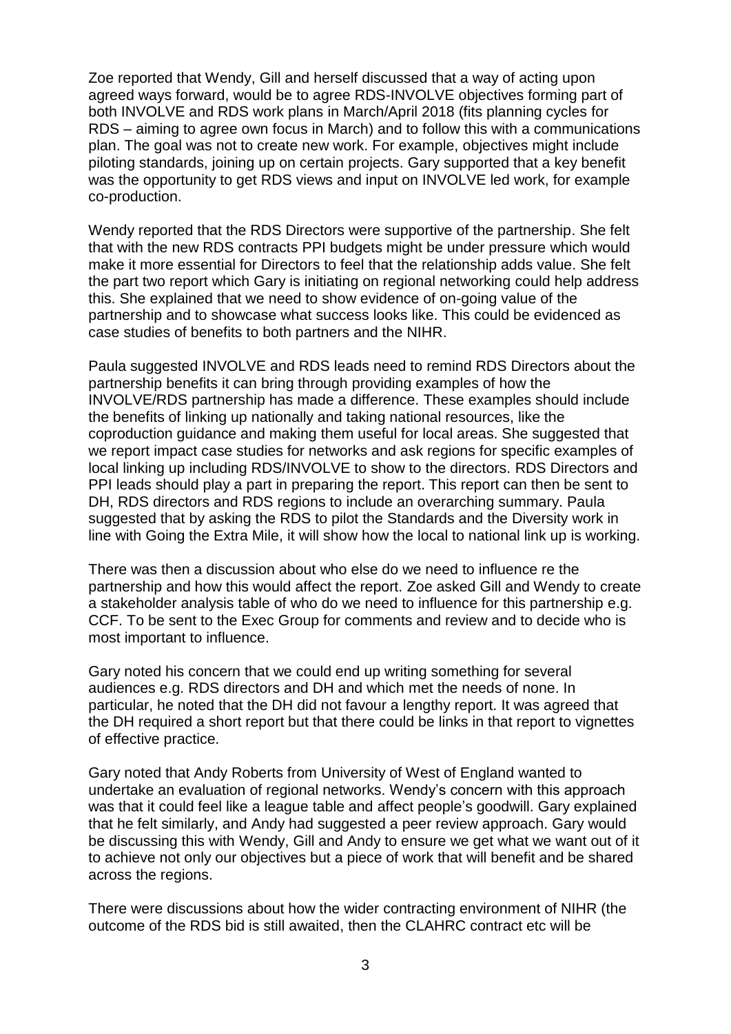Zoe reported that Wendy, Gill and herself discussed that a way of acting upon agreed ways forward, would be to agree RDS-INVOLVE objectives forming part of both INVOLVE and RDS work plans in March/April 2018 (fits planning cycles for RDS – aiming to agree own focus in March) and to follow this with a communications plan. The goal was not to create new work. For example, objectives might include piloting standards, joining up on certain projects. Gary supported that a key benefit was the opportunity to get RDS views and input on INVOLVE led work, for example co-production.

Wendy reported that the RDS Directors were supportive of the partnership. She felt that with the new RDS contracts PPI budgets might be under pressure which would make it more essential for Directors to feel that the relationship adds value. She felt the part two report which Gary is initiating on regional networking could help address this. She explained that we need to show evidence of on-going value of the partnership and to showcase what success looks like. This could be evidenced as case studies of benefits to both partners and the NIHR.

Paula suggested INVOLVE and RDS leads need to remind RDS Directors about the partnership benefits it can bring through providing examples of how the INVOLVE/RDS partnership has made a difference. These examples should include the benefits of linking up nationally and taking national resources, like the coproduction guidance and making them useful for local areas. She suggested that we report impact case studies for networks and ask regions for specific examples of local linking up including RDS/INVOLVE to show to the directors. RDS Directors and PPI leads should play a part in preparing the report. This report can then be sent to DH, RDS directors and RDS regions to include an overarching summary. Paula suggested that by asking the RDS to pilot the Standards and the Diversity work in line with Going the Extra Mile, it will show how the local to national link up is working.

There was then a discussion about who else do we need to influence re the partnership and how this would affect the report. Zoe asked Gill and Wendy to create a stakeholder analysis table of who do we need to influence for this partnership e.g. CCF. To be sent to the Exec Group for comments and review and to decide who is most important to influence.

Gary noted his concern that we could end up writing something for several audiences e.g. RDS directors and DH and which met the needs of none. In particular, he noted that the DH did not favour a lengthy report. It was agreed that the DH required a short report but that there could be links in that report to vignettes of effective practice.

Gary noted that Andy Roberts from University of West of England wanted to undertake an evaluation of regional networks. Wendy's concern with this approach was that it could feel like a league table and affect people's goodwill. Gary explained that he felt similarly, and Andy had suggested a peer review approach. Gary would be discussing this with Wendy, Gill and Andy to ensure we get what we want out of it to achieve not only our objectives but a piece of work that will benefit and be shared across the regions.

There were discussions about how the wider contracting environment of NIHR (the outcome of the RDS bid is still awaited, then the CLAHRC contract etc will be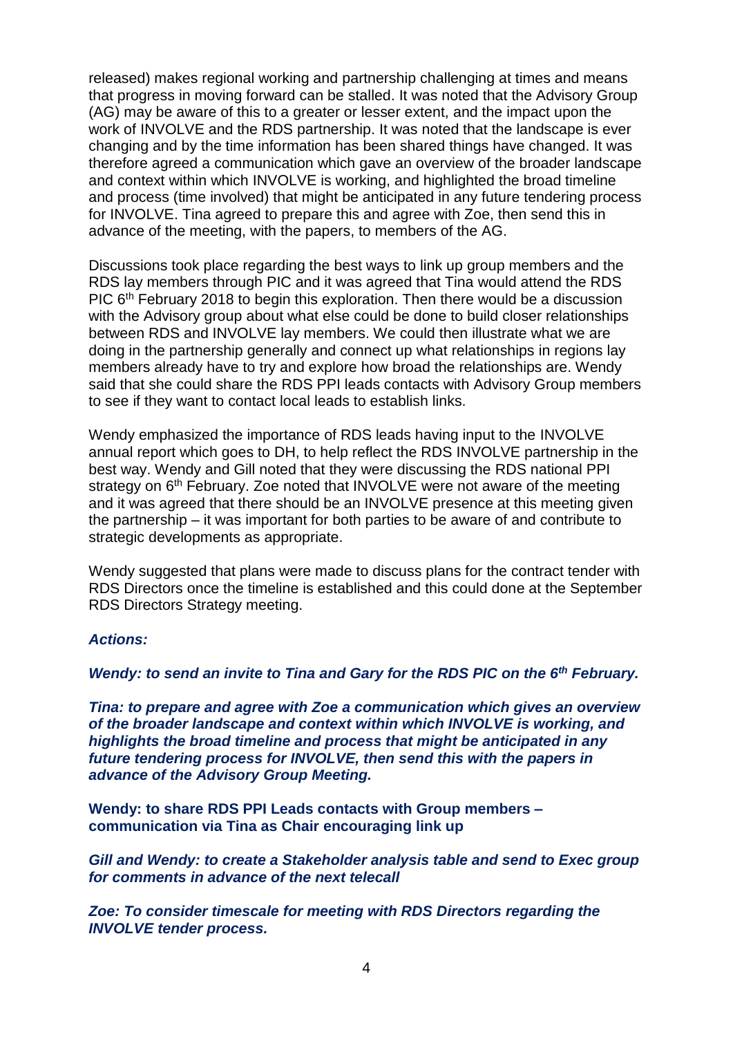released) makes regional working and partnership challenging at times and means that progress in moving forward can be stalled. It was noted that the Advisory Group (AG) may be aware of this to a greater or lesser extent, and the impact upon the work of INVOLVE and the RDS partnership. It was noted that the landscape is ever changing and by the time information has been shared things have changed. It was therefore agreed a communication which gave an overview of the broader landscape and context within which INVOLVE is working, and highlighted the broad timeline and process (time involved) that might be anticipated in any future tendering process for INVOLVE. Tina agreed to prepare this and agree with Zoe, then send this in advance of the meeting, with the papers, to members of the AG.

Discussions took place regarding the best ways to link up group members and the RDS lay members through PIC and it was agreed that Tina would attend the RDS PIC 6th February 2018 to begin this exploration. Then there would be a discussion with the Advisory group about what else could be done to build closer relationships between RDS and INVOLVE lay members. We could then illustrate what we are doing in the partnership generally and connect up what relationships in regions lay members already have to try and explore how broad the relationships are. Wendy said that she could share the RDS PPI leads contacts with Advisory Group members to see if they want to contact local leads to establish links.

Wendy emphasized the importance of RDS leads having input to the INVOLVE annual report which goes to DH, to help reflect the RDS INVOLVE partnership in the best way. Wendy and Gill noted that they were discussing the RDS national PPI strategy on 6th February. Zoe noted that INVOLVE were not aware of the meeting and it was agreed that there should be an INVOLVE presence at this meeting given the partnership – it was important for both parties to be aware of and contribute to strategic developments as appropriate.

Wendy suggested that plans were made to discuss plans for the contract tender with RDS Directors once the timeline is established and this could done at the September RDS Directors Strategy meeting.

***Actions:***

***Wendy: to send an invite to Tina and Gary for the RDS PIC on the 6th February.***

***Tina: to prepare and agree with Zoe a communication which gives an overview of the broader landscape and context within which INVOLVE is working, and highlights the broad timeline and process that might be anticipated in any future tendering process for INVOLVE, then send this with the papers in advance of the Advisory Group Meeting.***

**Wendy: to share RDS PPI Leads contacts with Group members – communication via Tina as Chair encouraging link up**

***Gill and Wendy: to create a Stakeholder analysis table and send to Exec group for comments in advance of the next telecall***

***Zoe: To consider timescale for meeting with RDS Directors regarding the INVOLVE tender process.***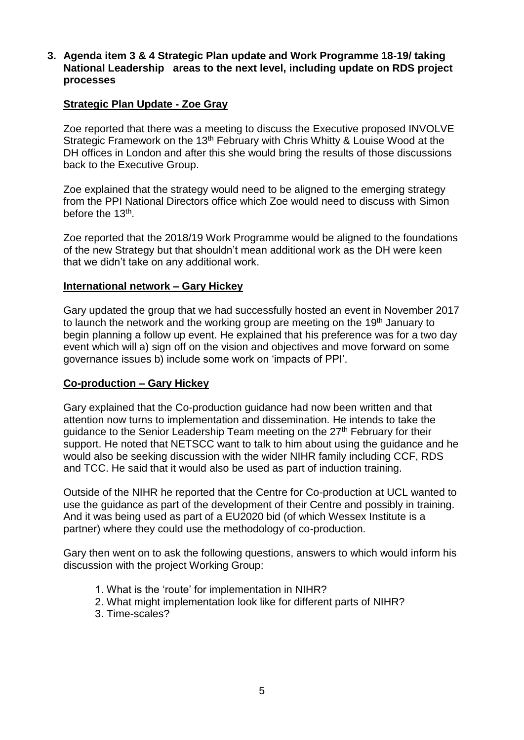**3. Agenda item 3 & 4 Strategic Plan update and Work Programme 18-19/ taking National Leadership areas to the next level, including update on RDS project processes**

**Strategic Plan Update - Zoe Gray**

Zoe reported that there was a meeting to discuss the Executive proposed INVOLVE Strategic Framework on the 13th February with Chris Whitty & Louise Wood at the DH offices in London and after this she would bring the results of those discussions back to the Executive Group.

Zoe explained that the strategy would need to be aligned to the emerging strategy from the PPI National Directors office which Zoe would need to discuss with Simon before the 13th.

Zoe reported that the 2018/19 Work Programme would be aligned to the foundations of the new Strategy but that shouldn't mean additional work as the DH were keen that we didn't take on any additional work.

**International network – Gary Hickey**

Gary updated the group that we had successfully hosted an event in November 2017 to launch the network and the working group are meeting on the 19th January to begin planning a follow up event. He explained that his preference was for a two day event which will a) sign off on the vision and objectives and move forward on some governance issues b) include some work on 'impacts of PPI'.

**Co-production – Gary Hickey**

Gary explained that the Co-production guidance had now been written and that attention now turns to implementation and dissemination. He intends to take the guidance to the Senior Leadership Team meeting on the 27th February for their support. He noted that NETSCC want to talk to him about using the guidance and he would also be seeking discussion with the wider NIHR family including CCF, RDS and TCC. He said that it would also be used as part of induction training.

Outside of the NIHR he reported that the Centre for Co-production at UCL wanted to use the guidance as part of the development of their Centre and possibly in training. And it was being used as part of a EU2020 bid (of which Wessex Institute is a partner) where they could use the methodology of co-production.

Gary then went on to ask the following questions, answers to which would inform his discussion with the project Working Group:

1. What is the 'route' for implementation in NIHR?
2. What might implementation look like for different parts of NIHR?
3. Time-scales?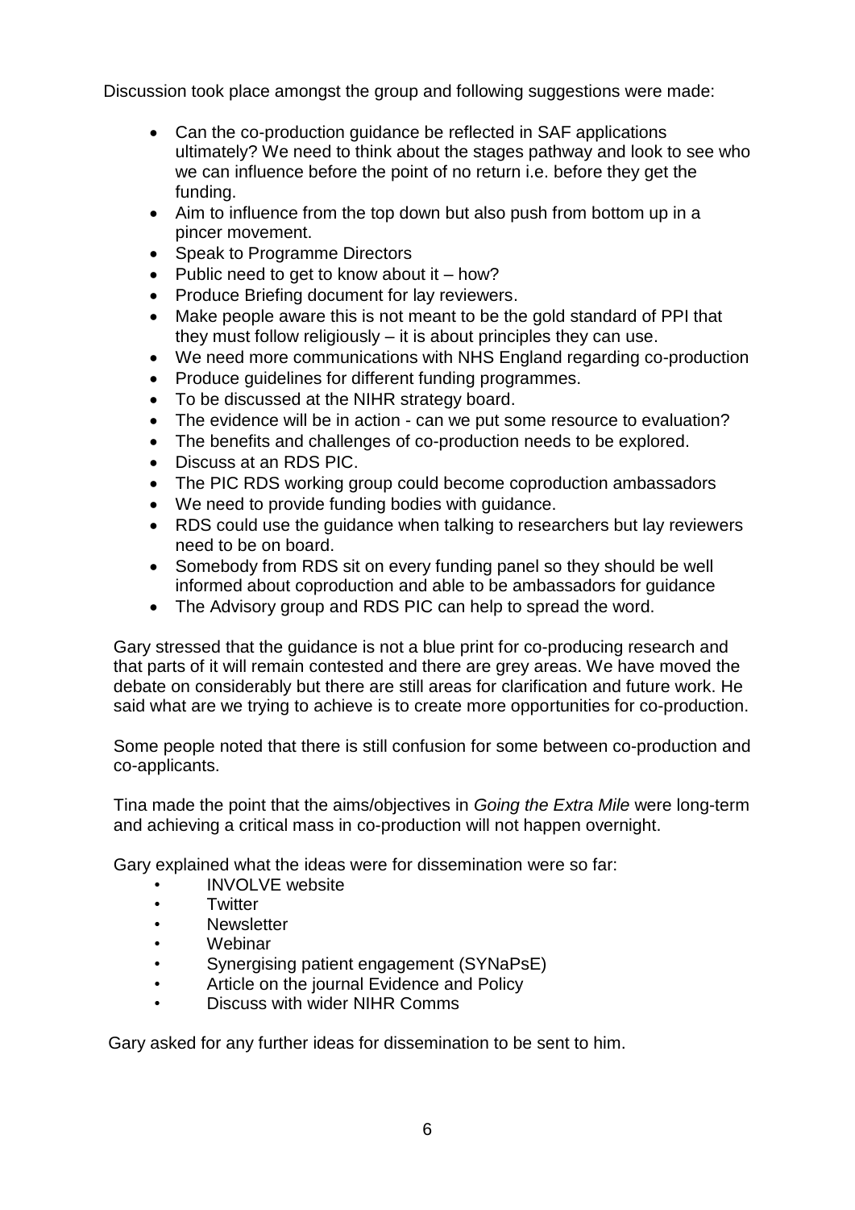Discussion took place amongst the group and following suggestions were made:

- Can the co-production guidance be reflected in SAF applications ultimately? We need to think about the stages pathway and look to see who we can influence before the point of no return i.e. before they get the funding.
- Aim to influence from the top down but also push from bottom up in a pincer movement.
- Speak to Programme Directors
- Public need to get to know about it – how?
- Produce Briefing document for lay reviewers.
- Make people aware this is not meant to be the gold standard of PPI that they must follow religiously – it is about principles they can use.
- We need more communications with NHS England regarding co-production
- Produce guidelines for different funding programmes.
- To be discussed at the NIHR strategy board.
- The evidence will be in action - can we put some resource to evaluation?
- The benefits and challenges of co-production needs to be explored.
- Discuss at an RDS PIC.
- The PIC RDS working group could become coproduction ambassadors
- We need to provide funding bodies with guidance.
- RDS could use the guidance when talking to researchers but lay reviewers need to be on board.
- Somebody from RDS sit on every funding panel so they should be well informed about coproduction and able to be ambassadors for guidance
- The Advisory group and RDS PIC can help to spread the word.

Gary stressed that the guidance is not a blue print for co-producing research and that parts of it will remain contested and there are grey areas. We have moved the debate on considerably but there are still areas for clarification and future work. He said what are we trying to achieve is to create more opportunities for co-production.

Some people noted that there is still confusion for some between co-production and co-applicants.

Tina made the point that the aims/objectives in *Going the Extra Mile* were long-term and achieving a critical mass in co-production will not happen overnight.

Gary explained what the ideas were for dissemination were so far:

- INVOLVE website
- Twitter
- Newsletter
- Webinar
- Synergising patient engagement (SYNaPsE)
- Article on the journal Evidence and Policy
- Discuss with wider NIHR Comms

Gary asked for any further ideas for dissemination to be sent to him.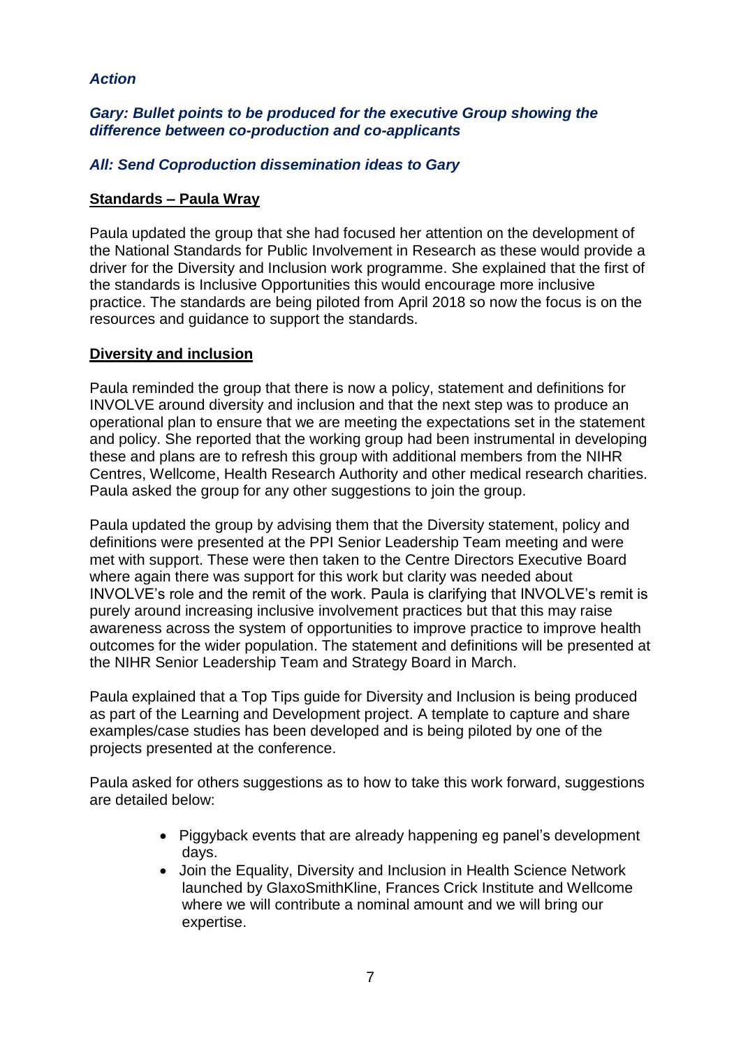***Action***

***Gary: Bullet points to be produced for the executive Group showing the difference between co-production and co-applicants***

***All: Send Coproduction dissemination ideas to Gary***

**Standards – Paula Wray**

Paula updated the group that she had focused her attention on the development of the National Standards for Public Involvement in Research as these would provide a driver for the Diversity and Inclusion work programme. She explained that the first of the standards is Inclusive Opportunities this would encourage more inclusive practice. The standards are being piloted from April 2018 so now the focus is on the resources and guidance to support the standards.

**Diversity and inclusion**

Paula reminded the group that there is now a policy, statement and definitions for INVOLVE around diversity and inclusion and that the next step was to produce an operational plan to ensure that we are meeting the expectations set in the statement and policy. She reported that the working group had been instrumental in developing these and plans are to refresh this group with additional members from the NIHR Centres, Wellcome, Health Research Authority and other medical research charities. Paula asked the group for any other suggestions to join the group.

Paula updated the group by advising them that the Diversity statement, policy and definitions were presented at the PPI Senior Leadership Team meeting and were met with support. These were then taken to the Centre Directors Executive Board where again there was support for this work but clarity was needed about INVOLVE's role and the remit of the work. Paula is clarifying that INVOLVE's remit is purely around increasing inclusive involvement practices but that this may raise awareness across the system of opportunities to improve practice to improve health outcomes for the wider population. The statement and definitions will be presented at the NIHR Senior Leadership Team and Strategy Board in March.

Paula explained that a Top Tips guide for Diversity and Inclusion is being produced as part of the Learning and Development project. A template to capture and share examples/case studies has been developed and is being piloted by one of the projects presented at the conference.

Paula asked for others suggestions as to how to take this work forward, suggestions are detailed below:

- Piggyback events that are already happening eg panel's development days.
- Join the Equality, Diversity and Inclusion in Health Science Network launched by GlaxoSmithKline, Frances Crick Institute and Wellcome where we will contribute a nominal amount and we will bring our expertise.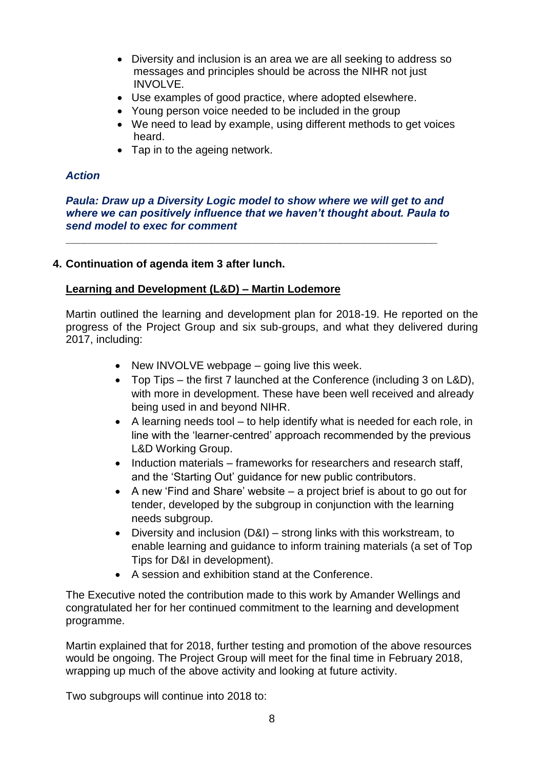- Diversity and inclusion is an area we are all seeking to address so messages and principles should be across the NIHR not just INVOLVE.
- Use examples of good practice, where adopted elsewhere.
- Young person voice needed to be included in the group
- We need to lead by example, using different methods to get voices heard.
- Tap in to the ageing network.

***Action***

***Paula: Draw up a Diversity Logic model to show where we will get to and where we can positively influence that we haven't thought about. Paula to send model to exec for comment***

---

**4. Continuation of agenda item 3 after lunch.**

**Learning and Development (L&D) – Martin Lodemore**

Martin outlined the learning and development plan for 2018-19. He reported on the progress of the Project Group and six sub-groups, and what they delivered during 2017, including:

- New INVOLVE webpage – going live this week.
- Top Tips – the first 7 launched at the Conference (including 3 on L&D), with more in development. These have been well received and already being used in and beyond NIHR.
- A learning needs tool – to help identify what is needed for each role, in line with the 'learner-centred' approach recommended by the previous L&D Working Group.
- Induction materials – frameworks for researchers and research staff, and the 'Starting Out' guidance for new public contributors.
- A new 'Find and Share' website – a project brief is about to go out for tender, developed by the subgroup in conjunction with the learning needs subgroup.
- Diversity and inclusion (D&I) – strong links with this workstream, to enable learning and guidance to inform training materials (a set of Top Tips for D&I in development).
- A session and exhibition stand at the Conference.

The Executive noted the contribution made to this work by Amander Wellings and congratulated her for her continued commitment to the learning and development programme.

Martin explained that for 2018, further testing and promotion of the above resources would be ongoing. The Project Group will meet for the final time in February 2018, wrapping up much of the above activity and looking at future activity.

Two subgroups will continue into 2018 to: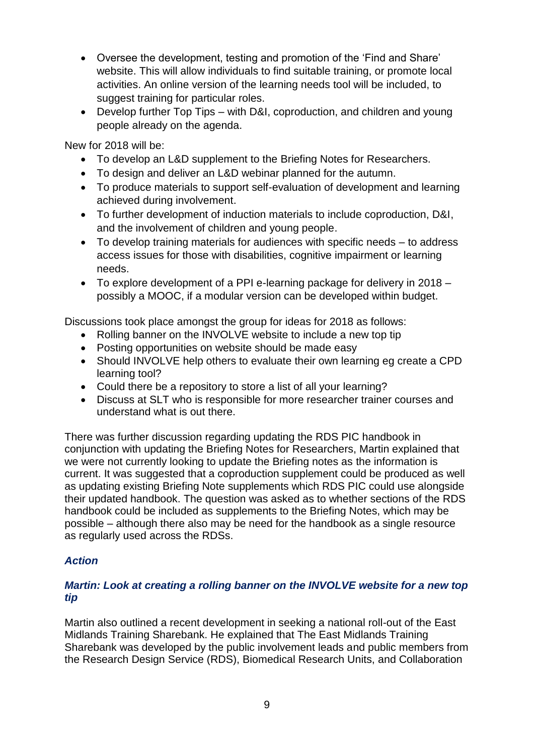- Oversee the development, testing and promotion of the 'Find and Share' website. This will allow individuals to find suitable training, or promote local activities. An online version of the learning needs tool will be included, to suggest training for particular roles.
- Develop further Top Tips – with D&I, coproduction, and children and young people already on the agenda.

New for 2018 will be:

- To develop an L&D supplement to the Briefing Notes for Researchers.
- To design and deliver an L&D webinar planned for the autumn.
- To produce materials to support self-evaluation of development and learning achieved during involvement.
- To further development of induction materials to include coproduction, D&I, and the involvement of children and young people.
- To develop training materials for audiences with specific needs – to address access issues for those with disabilities, cognitive impairment or learning needs.
- To explore development of a PPI e-learning package for delivery in 2018 – possibly a MOOC, if a modular version can be developed within budget.

Discussions took place amongst the group for ideas for 2018 as follows:

- Rolling banner on the INVOLVE website to include a new top tip
- Posting opportunities on website should be made easy
- Should INVOLVE help others to evaluate their own learning eg create a CPD learning tool?
- Could there be a repository to store a list of all your learning?
- Discuss at SLT who is responsible for more researcher trainer courses and understand what is out there.

There was further discussion regarding updating the RDS PIC handbook in conjunction with updating the Briefing Notes for Researchers, Martin explained that we were not currently looking to update the Briefing notes as the information is current. It was suggested that a coproduction supplement could be produced as well as updating existing Briefing Note supplements which RDS PIC could use alongside their updated handbook. The question was asked as to whether sections of the RDS handbook could be included as supplements to the Briefing Notes, which may be possible – although there also may be need for the handbook as a single resource as regularly used across the RDSs.

### ***Action***

***Martin: Look at creating a rolling banner on the INVOLVE website for a new top tip***

Martin also outlined a recent development in seeking a national roll-out of the East Midlands Training Sharebank. He explained that The East Midlands Training Sharebank was developed by the public involvement leads and public members from the Research Design Service (RDS), Biomedical Research Units, and Collaboration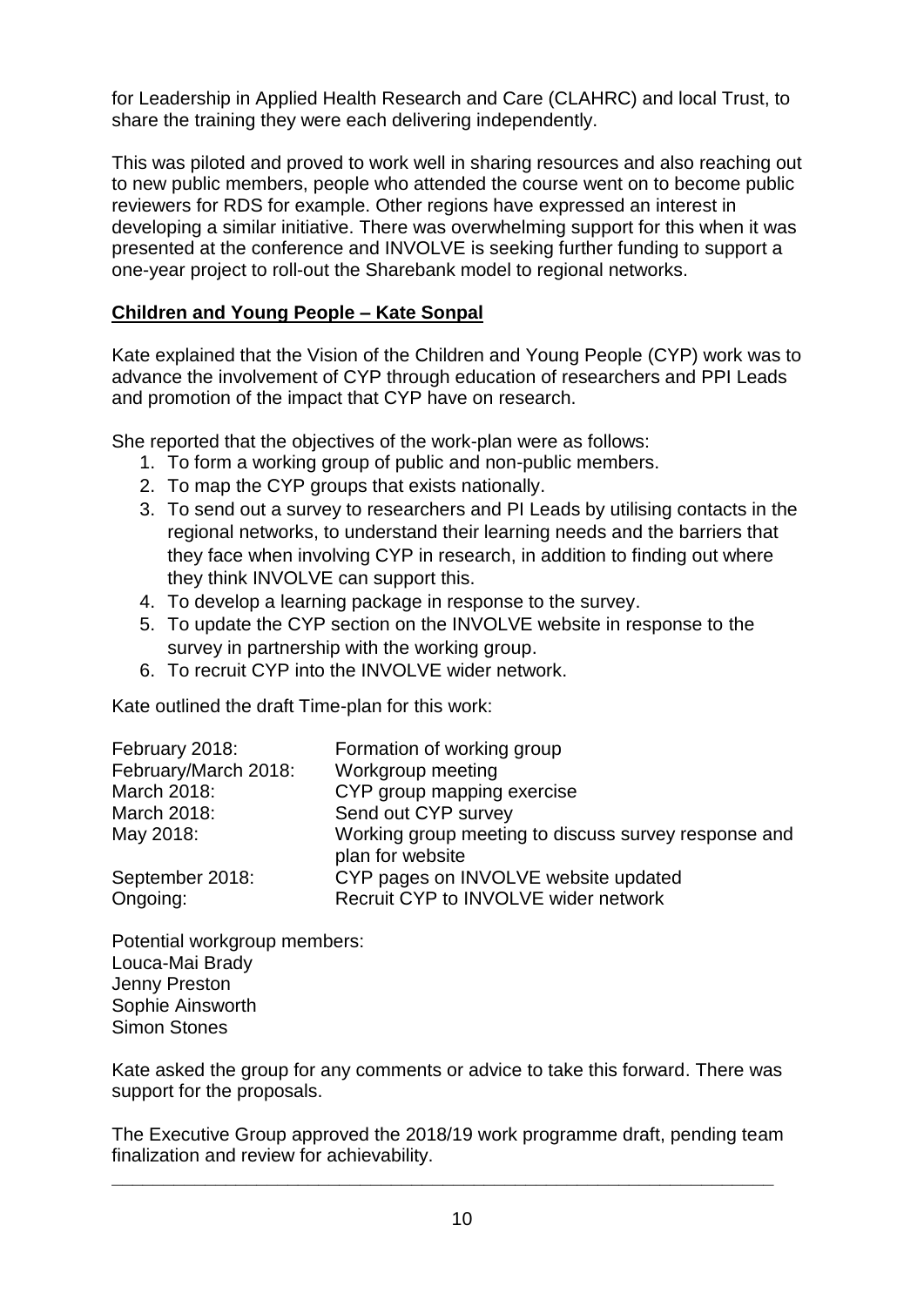for Leadership in Applied Health Research and Care (CLAHRC) and local Trust, to share the training they were each delivering independently.

This was piloted and proved to work well in sharing resources and also reaching out to new public members, people who attended the course went on to become public reviewers for RDS for example. Other regions have expressed an interest in developing a similar initiative. There was overwhelming support for this when it was presented at the conference and INVOLVE is seeking further funding to support a one-year project to roll-out the Sharebank model to regional networks.

**Children and Young People – Kate Sonpal**

Kate explained that the Vision of the Children and Young People (CYP) work was to advance the involvement of CYP through education of researchers and PPI Leads and promotion of the impact that CYP have on research.

She reported that the objectives of the work-plan were as follows:

1. To form a working group of public and non-public members.
2. To map the CYP groups that exists nationally.
3. To send out a survey to researchers and PI Leads by utilising contacts in the regional networks, to understand their learning needs and the barriers that they face when involving CYP in research, in addition to finding out where they think INVOLVE can support this.
4. To develop a learning package in response to the survey.
5. To update the CYP section on the INVOLVE website in response to the survey in partnership with the working group.
6. To recruit CYP into the INVOLVE wider network.

Kate outlined the draft Time-plan for this work:

| | |
|---|---|
| February 2018: | Formation of working group |
| February/March 2018: | Workgroup meeting |
| March 2018: | CYP group mapping exercise |
| March 2018: | Send out CYP survey |
| May 2018: | Working group meeting to discuss survey response and plan for website |
| September 2018: | CYP pages on INVOLVE website updated |
| Ongoing: | Recruit CYP to INVOLVE wider network |

Potential workgroup members:
Louca-Mai Brady
Jenny Preston
Sophie Ainsworth
Simon Stones

Kate asked the group for any comments or advice to take this forward. There was support for the proposals.

The Executive Group approved the 2018/19 work programme draft, pending team finalization and review for achievability.

---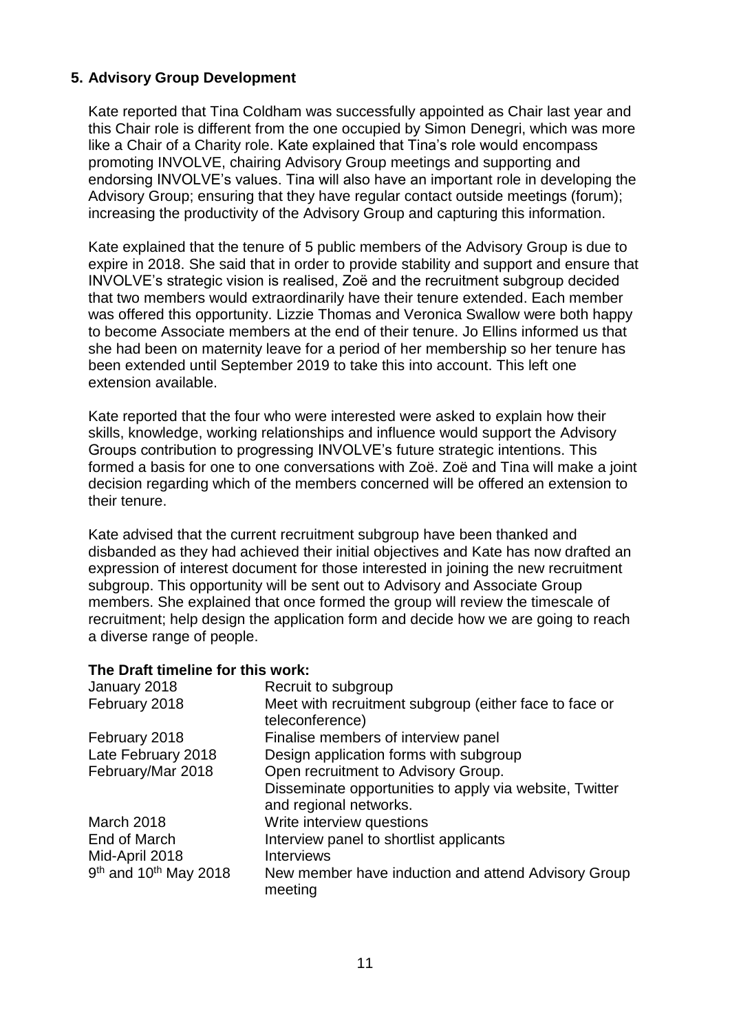## 5. Advisory Group Development

Kate reported that Tina Coldham was successfully appointed as Chair last year and this Chair role is different from the one occupied by Simon Denegri, which was more like a Chair of a Charity role. Kate explained that Tina's role would encompass promoting INVOLVE, chairing Advisory Group meetings and supporting and endorsing INVOLVE's values. Tina will also have an important role in developing the Advisory Group; ensuring that they have regular contact outside meetings (forum); increasing the productivity of the Advisory Group and capturing this information.

Kate explained that the tenure of 5 public members of the Advisory Group is due to expire in 2018. She said that in order to provide stability and support and ensure that INVOLVE's strategic vision is realised, Zoë and the recruitment subgroup decided that two members would extraordinarily have their tenure extended. Each member was offered this opportunity. Lizzie Thomas and Veronica Swallow were both happy to become Associate members at the end of their tenure. Jo Ellins informed us that she had been on maternity leave for a period of her membership so her tenure has been extended until September 2019 to take this into account. This left one extension available.

Kate reported that the four who were interested were asked to explain how their skills, knowledge, working relationships and influence would support the Advisory Groups contribution to progressing INVOLVE's future strategic intentions. This formed a basis for one to one conversations with Zoë. Zoë and Tina will make a joint decision regarding which of the members concerned will be offered an extension to their tenure.

Kate advised that the current recruitment subgroup have been thanked and disbanded as they had achieved their initial objectives and Kate has now drafted an expression of interest document for those interested in joining the new recruitment subgroup. This opportunity will be sent out to Advisory and Associate Group members. She explained that once formed the group will review the timescale of recruitment; help design the application form and decide how we are going to reach a diverse range of people.

**The Draft timeline for this work:**

| | |
|---|---|
| January 2018 | Recruit to subgroup |
| February 2018 | Meet with recruitment subgroup (either face to face or teleconference) |
| February 2018 | Finalise members of interview panel |
| Late February 2018 | Design application forms with subgroup |
| February/Mar 2018 | Open recruitment to Advisory Group. Disseminate opportunities to apply via website, Twitter and regional networks. |
| March 2018 | Write interview questions |
| End of March | Interview panel to shortlist applicants |
| Mid-April 2018 | Interviews |
| 9th and 10th May 2018 | New member have induction and attend Advisory Group meeting |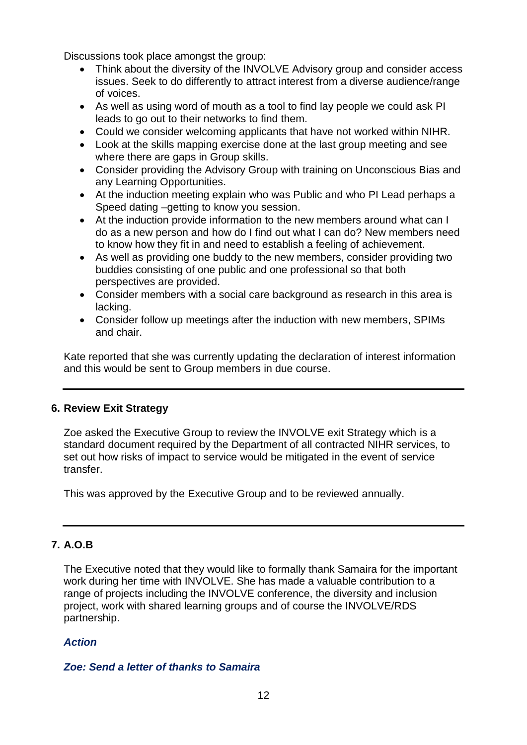Discussions took place amongst the group:

- Think about the diversity of the INVOLVE Advisory group and consider access issues. Seek to do differently to attract interest from a diverse audience/range of voices.
- As well as using word of mouth as a tool to find lay people we could ask PI leads to go out to their networks to find them.
- Could we consider welcoming applicants that have not worked within NIHR.
- Look at the skills mapping exercise done at the last group meeting and see where there are gaps in Group skills.
- Consider providing the Advisory Group with training on Unconscious Bias and any Learning Opportunities.
- At the induction meeting explain who was Public and who PI Lead perhaps a Speed dating –getting to know you session.
- At the induction provide information to the new members around what can I do as a new person and how do I find out what I can do? New members need to know how they fit in and need to establish a feeling of achievement.
- As well as providing one buddy to the new members, consider providing two buddies consisting of one public and one professional so that both perspectives are provided.
- Consider members with a social care background as research in this area is lacking.
- Consider follow up meetings after the induction with new members, SPIMs and chair.

Kate reported that she was currently updating the declaration of interest information and this would be sent to Group members in due course.

---

## 6. Review Exit Strategy

Zoe asked the Executive Group to review the INVOLVE exit Strategy which is a standard document required by the Department of all contracted NIHR services, to set out how risks of impact to service would be mitigated in the event of service transfer.

This was approved by the Executive Group and to be reviewed annually.

---

## 7. A.O.B

The Executive noted that they would like to formally thank Samaira for the important work during her time with INVOLVE. She has made a valuable contribution to a range of projects including the INVOLVE conference, the diversity and inclusion project, work with shared learning groups and of course the INVOLVE/RDS partnership.

***Action***

***Zoe: Send a letter of thanks to Samaira***